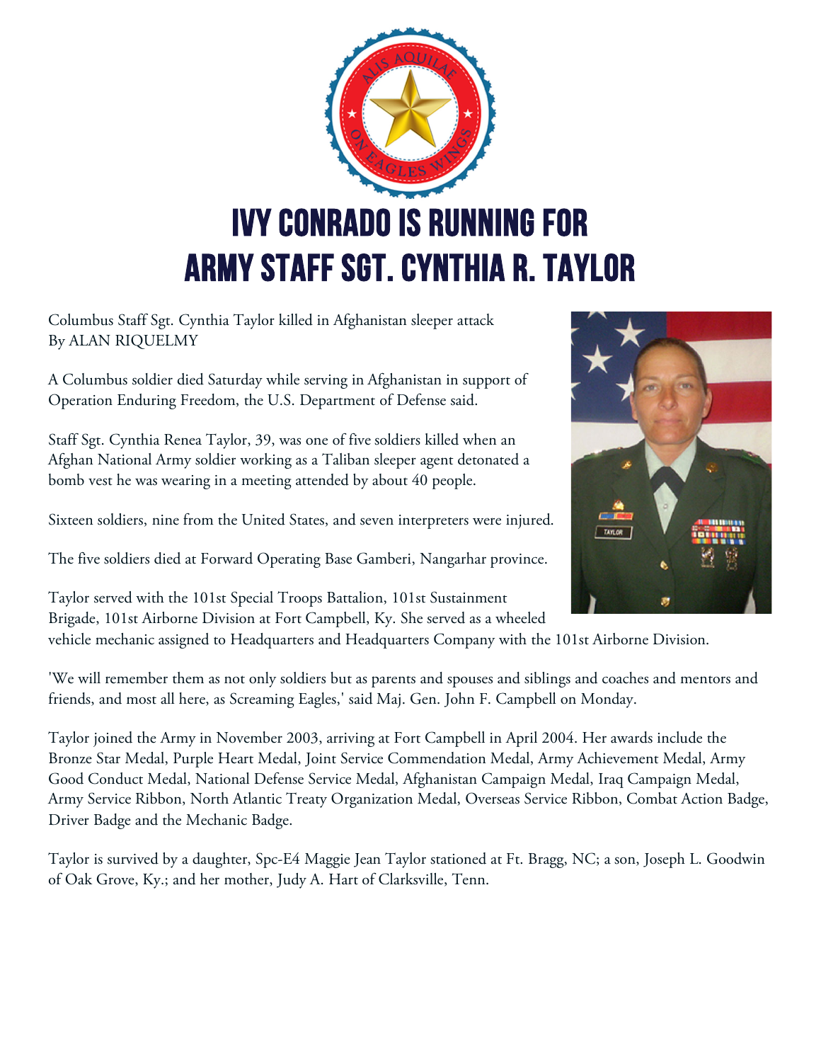# IVY CONRADO IS RUNNING FOR ARMY STAFF SGT. CYNTHIA R. TAYLOR

Columbus Staff Sgt. Cynthia Taylor killed in Afghanistan sleeper attack
By ALAN RIQUELMY

A Columbus soldier died Saturday while serving in Afghanistan in support of Operation Enduring Freedom, the U.S. Department of Defense said.

Staff Sgt. Cynthia Renea Taylor, 39, was one of five soldiers killed when an Afghan National Army soldier working as a Taliban sleeper agent detonated a bomb vest he was wearing in a meeting attended by about 40 people.

Sixteen soldiers, nine from the United States, and seven interpreters were injured.

The five soldiers died at Forward Operating Base Gamberi, Nangarhar province.

Taylor served with the 101st Special Troops Battalion, 101st Sustainment Brigade, 101st Airborne Division at Fort Campbell, Ky. She served as a wheeled vehicle mechanic assigned to Headquarters and Headquarters Company with the 101st Airborne Division.

'We will remember them as not only soldiers but as parents and spouses and siblings and coaches and mentors and friends, and most all here, as Screaming Eagles,' said Maj. Gen. John F. Campbell on Monday.

Taylor joined the Army in November 2003, arriving at Fort Campbell in April 2004. Her awards include the Bronze Star Medal, Purple Heart Medal, Joint Service Commendation Medal, Army Achievement Medal, Army Good Conduct Medal, National Defense Service Medal, Afghanistan Campaign Medal, Iraq Campaign Medal, Army Service Ribbon, North Atlantic Treaty Organization Medal, Overseas Service Ribbon, Combat Action Badge, Driver Badge and the Mechanic Badge.

Taylor is survived by a daughter, Spc-E4 Maggie Jean Taylor stationed at Ft. Bragg, NC; a son, Joseph L. Goodwin of Oak Grove, Ky.; and her mother, Judy A. Hart of Clarksville, Tenn.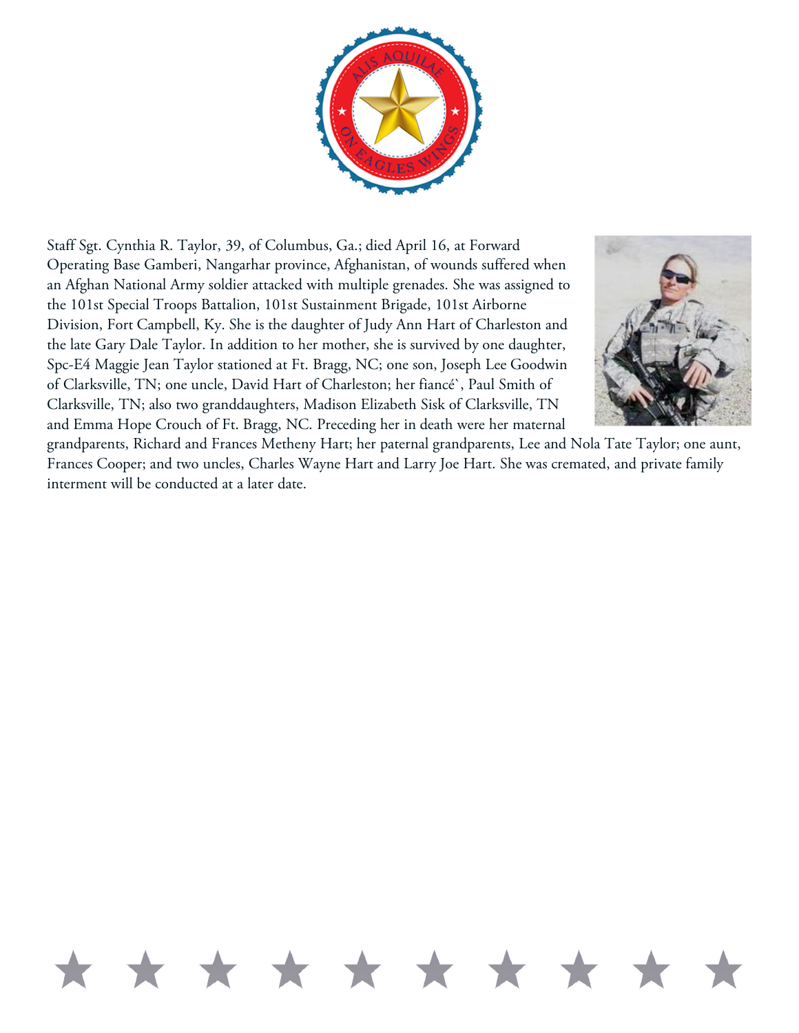Staff Sgt. Cynthia R. Taylor, 39, of Columbus, Ga.; died April 16, at Forward Operating Base Gamberi, Nangarhar province, Afghanistan, of wounds suffered when an Afghan National Army soldier attacked with multiple grenades. She was assigned to the 101st Special Troops Battalion, 101st Sustainment Brigade, 101st Airborne Division, Fort Campbell, Ky. She is the daughter of Judy Ann Hart of Charleston and the late Gary Dale Taylor. In addition to her mother, she is survived by one daughter, Spc-E4 Maggie Jean Taylor stationed at Ft. Bragg, NC; one son, Joseph Lee Goodwin of Clarksville, TN; one uncle, David Hart of Charleston; her fiancé`, Paul Smith of Clarksville, TN; also two granddaughters, Madison Elizabeth Sisk of Clarksville, TN and Emma Hope Crouch of Ft. Bragg, NC. Preceding her in death were her maternal grandparents, Richard and Frances Metheny Hart; her paternal grandparents, Lee and Nola Tate Taylor; one aunt, Frances Cooper; and two uncles, Charles Wayne Hart and Larry Joe Hart. She was cremated, and private family interment will be conducted at a later date.